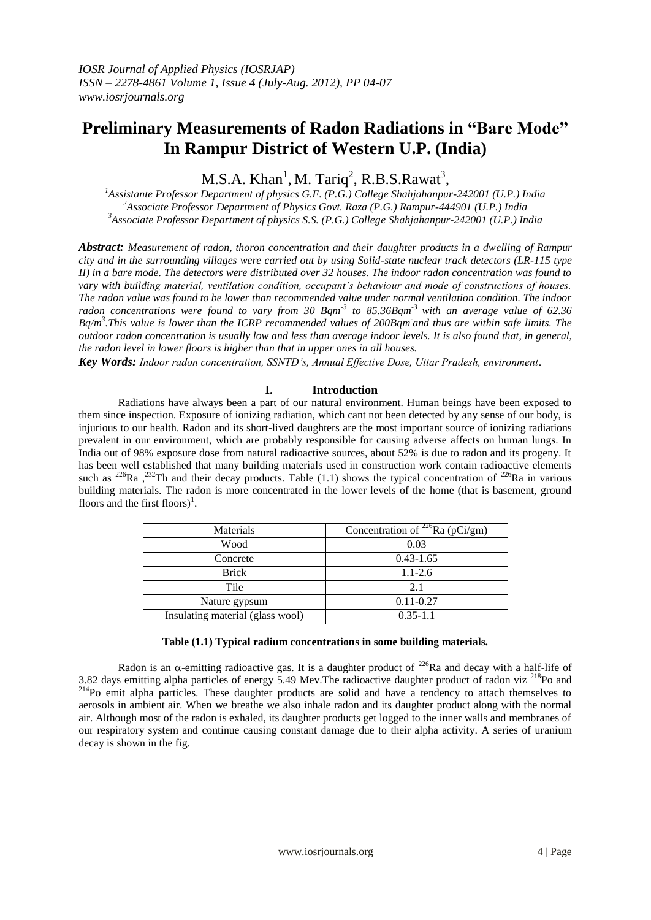# Preliminary Measurements of Radon Radiations in "Bare Mode" In Rampur District of Western U.P. (India)

M.S.A. Khan[1], M. Tariq[2], R.B.S.Rawat[3],

[1]*Assistante Professor Department of physics G.F. (P.G.) College Shahjahanpur-242001 (U.P.) India*
[2]*Associate Professor Department of Physics Govt. Raza (P.G.) Rampur-444901 (U.P.) India*
[3]*Associate Professor Department of physics S.S. (P.G.) College Shahjahanpur-242001 (U.P.) India*

***Abstract:*** *Measurement of radon, thoron concentration and their daughter products in a dwelling of Rampur city and in the surrounding villages were carried out by using Solid-state nuclear track detectors (LR-115 type II) in a bare mode. The detectors were distributed over 32 houses. The indoor radon concentration was found to vary with building material, ventilation condition, occupant's behaviour and mode of constructions of houses. The radon value was found to be lower than recommended value under normal ventilation condition. The indoor radon concentrations were found to vary from 30 Bqm$^{-3}$ to 85.36Bqm$^{-3}$ with an average value of 62.36 Bq/m$^{3}$.This value is lower than the ICRP recommended values of 200Bqm$^{-}$and thus are within safe limits. The outdoor radon concentration is usually low and less than average indoor levels. It is also found that, in general, the radon level in lower floors is higher than that in upper ones in all houses.*

***Key Words:*** *Indoor radon concentration, SSNTD's, Annual Effective Dose, Uttar Pradesh, environment*.

## I. Introduction

Radiations have always been a part of our natural environment. Human beings have been exposed to them since inspection. Exposure of ionizing radiation, which cant not been detected by any sense of our body, is injurious to our health. Radon and its short-lived daughters are the most important source of ionizing radiations prevalent in our environment, which are probably responsible for causing adverse affects on human lungs. In India out of 98% exposure dose from natural radioactive sources, about 52% is due to radon and its progeny. It has been well established that many building materials used in construction work contain radioactive elements such as $^{226}$Ra ,$^{232}$Th and their decay products. Table (1.1) shows the typical concentration of $^{226}$Ra in various building materials. The radon is more concentrated in the lower levels of the home (that is basement, ground floors and the first floors)[1].

| Materials | Concentration of $^{226}$Ra (pCi/gm) |
|---|---|
| Wood | 0.03 |
| Concrete | 0.43-1.65 |
| Brick | 1.1-2.6 |
| Tile | 2.1 |
| Nature gypsum | 0.11-0.27 |
| Insulating material (glass wool) | 0.35-1.1 |

**Table (1.1) Typical radium concentrations in some building materials.**

Radon is an $\alpha$-emitting radioactive gas. It is a daughter product of $^{226}$Ra and decay with a half-life of 3.82 days emitting alpha particles of energy 5.49 Mev.The radioactive daughter product of radon viz $^{218}$Po and $^{214}$Po emit alpha particles. These daughter products are solid and have a tendency to attach themselves to aerosols in ambient air. When we breathe we also inhale radon and its daughter product along with the normal air. Although most of the radon is exhaled, its daughter products get logged to the inner walls and membranes of our respiratory system and continue causing constant damage due to their alpha activity. A series of uranium decay is shown in the fig.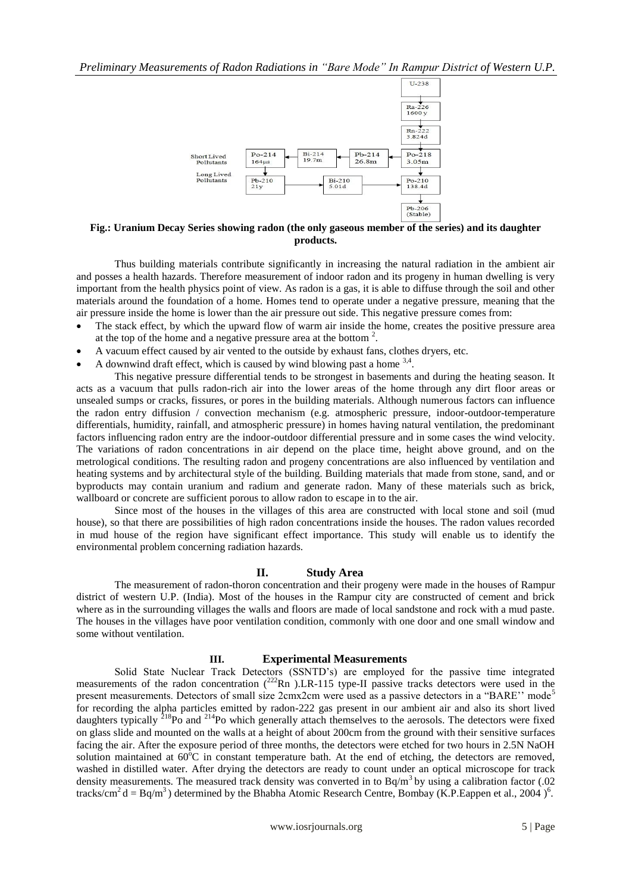Fig.: Uranium Decay Series showing radon (the only gaseous member of the series) and its daughter products.

Thus building materials contribute significantly in increasing the natural radiation in the ambient air and posses a health hazards. Therefore measurement of indoor radon and its progeny in human dwelling is very important from the health physics point of view. As radon is a gas, it is able to diffuse through the soil and other materials around the foundation of a home. Homes tend to operate under a negative pressure, meaning that the air pressure inside the home is lower than the air pressure out side. This negative pressure comes from:

- The stack effect, by which the upward flow of warm air inside the home, creates the positive pressure area at the top of the home and a negative pressure area at the bottom [2].
- A vacuum effect caused by air vented to the outside by exhaust fans, clothes dryers, etc.
- A downwind draft effect, which is caused by wind blowing past a home [3,4].

This negative pressure differential tends to be strongest in basements and during the heating season. It acts as a vacuum that pulls radon-rich air into the lower areas of the home through any dirt floor areas or unsealed sumps or cracks, fissures, or pores in the building materials. Although numerous factors can influence the radon entry diffusion / convection mechanism (e.g. atmospheric pressure, indoor-outdoor-temperature differentials, humidity, rainfall, and atmospheric pressure) in homes having natural ventilation, the predominant factors influencing radon entry are the indoor-outdoor differential pressure and in some cases the wind velocity. The variations of radon concentrations in air depend on the place time, height above ground, and on the metrological conditions. The resulting radon and progeny concentrations are also influenced by ventilation and heating systems and by architectural style of the building. Building materials that made from stone, sand, and or byproducts may contain uranium and radium and generate radon. Many of these materials such as brick, wallboard or concrete are sufficient porous to allow radon to escape in to the air.

Since most of the houses in the villages of this area are constructed with local stone and soil (mud house), so that there are possibilities of high radon concentrations inside the houses. The radon values recorded in mud house of the region have significant effect importance. This study will enable us to identify the environmental problem concerning radiation hazards.

## II. Study Area

The measurement of radon-thoron concentration and their progeny were made in the houses of Rampur district of western U.P. (India). Most of the houses in the Rampur city are constructed of cement and brick where as in the surrounding villages the walls and floors are made of local sandstone and rock with a mud paste. The houses in the villages have poor ventilation condition, commonly with one door and one small window and some without ventilation.

## III. Experimental Measurements

Solid State Nuclear Track Detectors (SSNTD's) are employed for the passive time integrated measurements of the radon concentration ($^{222}$Rn ).LR-115 type-II passive tracks detectors were used in the present measurements. Detectors of small size 2cmx2cm were used as a passive detectors in a "BARE'' mode[5] for recording the alpha particles emitted by radon-222 gas present in our ambient air and also its short lived daughters typically $^{218}$Po and $^{214}$Po which generally attach themselves to the aerosols. The detectors were fixed on glass slide and mounted on the walls at a height of about 200cm from the ground with their sensitive surfaces facing the air. After the exposure period of three months, the detectors were etched for two hours in 2.5N NaOH solution maintained at 60$^{o}$C in constant temperature bath. At the end of etching, the detectors are removed, washed in distilled water. After drying the detectors are ready to count under an optical microscope for track density measurements. The measured track density was converted in to Bq/m$^3$ by using a calibration factor (.02 tracks/cm$^2$ d = Bq/m$^3$ ) determined by the Bhabha Atomic Research Centre, Bombay (K.P.Eappen et al., 2004 )[6].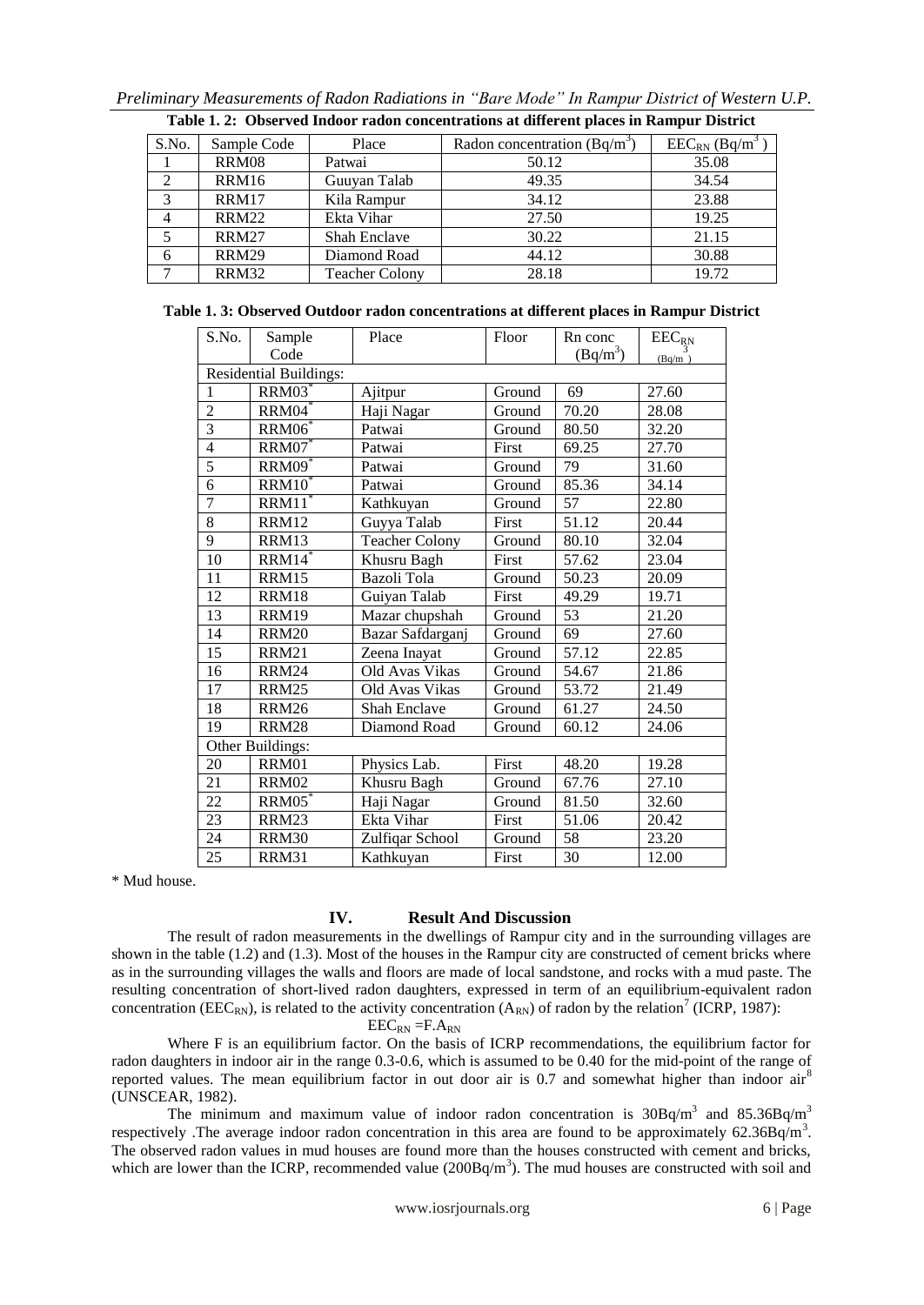**Table 1. 2: Observed Indoor radon concentrations at different places in Rampur District**

| S.No. | Sample Code | Place | Radon concentration ($Bq/m^3$) | $EEC_{RN}$ ($Bq/m^3$) |
|---|---|---|---|---|
| 1 | RRM08 | Patwai | 50.12 | 35.08 |
| 2 | RRM16 | Guuyan Talab | 49.35 | 34.54 |
| 3 | RRM17 | Kila Rampur | 34.12 | 23.88 |
| 4 | RRM22 | Ekta Vihar | 27.50 | 19.25 |
| 5 | RRM27 | Shah Enclave | 30.22 | 21.15 |
| 6 | RRM29 | Diamond Road | 44.12 | 30.88 |
| 7 | RRM32 | Teacher Colony | 28.18 | 19.72 |

**Table 1. 3: Observed Outdoor radon concentrations at different places in Rampur District**

| S.No. | Sample Code | Place | Floor | Rn conc ($Bq/m^3$) | $EEC_{RN}$ ($Bq/m^3$) |
|---|---|---|---|---|---|
| Residential Buildings: | | | | | |
| 1 | RRM03* | Ajitpur | Ground | 69 | 27.60 |
| 2 | RRM04* | Haji Nagar | Ground | 70.20 | 28.08 |
| 3 | RRM06* | Patwai | Ground | 80.50 | 32.20 |
| 4 | RRM07* | Patwai | First | 69.25 | 27.70 |
| 5 | RRM09* | Patwai | Ground | 79 | 31.60 |
| 6 | RRM10* | Patwai | Ground | 85.36 | 34.14 |
| 7 | RRM11* | Kathkuyan | Ground | 57 | 22.80 |
| 8 | RRM12 | Guyya Talab | First | 51.12 | 20.44 |
| 9 | RRM13 | Teacher Colony | Ground | 80.10 | 32.04 |
| 10 | RRM14* | Khusru Bagh | First | 57.62 | 23.04 |
| 11 | RRM15 | Bazoli Tola | Ground | 50.23 | 20.09 |
| 12 | RRM18 | Guiyan Talab | First | 49.29 | 19.71 |
| 13 | RRM19 | Mazar chupshah | Ground | 53 | 21.20 |
| 14 | RRM20 | Bazar Safdarganj | Ground | 69 | 27.60 |
| 15 | RRM21 | Zeena Inayat | Ground | 57.12 | 22.85 |
| 16 | RRM24 | Old Avas Vikas | Ground | 54.67 | 21.86 |
| 17 | RRM25 | Old Avas Vikas | Ground | 53.72 | 21.49 |
| 18 | RRM26 | Shah Enclave | Ground | 61.27 | 24.50 |
| 19 | RRM28 | Diamond Road | Ground | 60.12 | 24.06 |
| Other Buildings: | | | | | |
| 20 | RRM01 | Physics Lab. | First | 48.20 | 19.28 |
| 21 | RRM02 | Khusru Bagh | Ground | 67.76 | 27.10 |
| 22 | RRM05* | Haji Nagar | Ground | 81.50 | 32.60 |
| 23 | RRM23 | Ekta Vihar | First | 51.06 | 20.42 |
| 24 | RRM30 | Zulfiqar School | Ground | 58 | 23.20 |
| 25 | RRM31 | Kathkuyan | First | 30 | 12.00 |

\* Mud house.

## IV. Result And Discussion

The result of radon measurements in the dwellings of Rampur city and in the surrounding villages are shown in the table (1.2) and (1.3). Most of the houses in the Rampur city are constructed of cement bricks where as in the surrounding villages the walls and floors are made of local sandstone, and rocks with a mud paste. The resulting concentration of short-lived radon daughters, expressed in term of an equilibrium-equivalent radon concentration ($EEC_{RN}$), is related to the activity concentration ($A_{RN}$) of radon by the relation[7] (ICRP, 1987):

$$EEC_{RN} = F.A_{RN}$$

Where F is an equilibrium factor. On the basis of ICRP recommendations, the equilibrium factor for radon daughters in indoor air in the range 0.3-0.6, which is assumed to be 0.40 for the mid-point of the range of reported values. The mean equilibrium factor in out door air is 0.7 and somewhat higher than indoor air[8] (UNSCEAR, 1982).

The minimum and maximum value of indoor radon concentration is $30Bq/m^3$ and $85.36Bq/m^3$ respectively .The average indoor radon concentration in this area are found to be approximately $62.36Bq/m^3$. The observed radon values in mud houses are found more than the houses constructed with cement and bricks, which are lower than the ICRP, recommended value ($200Bq/m^3$). The mud houses are constructed with soil and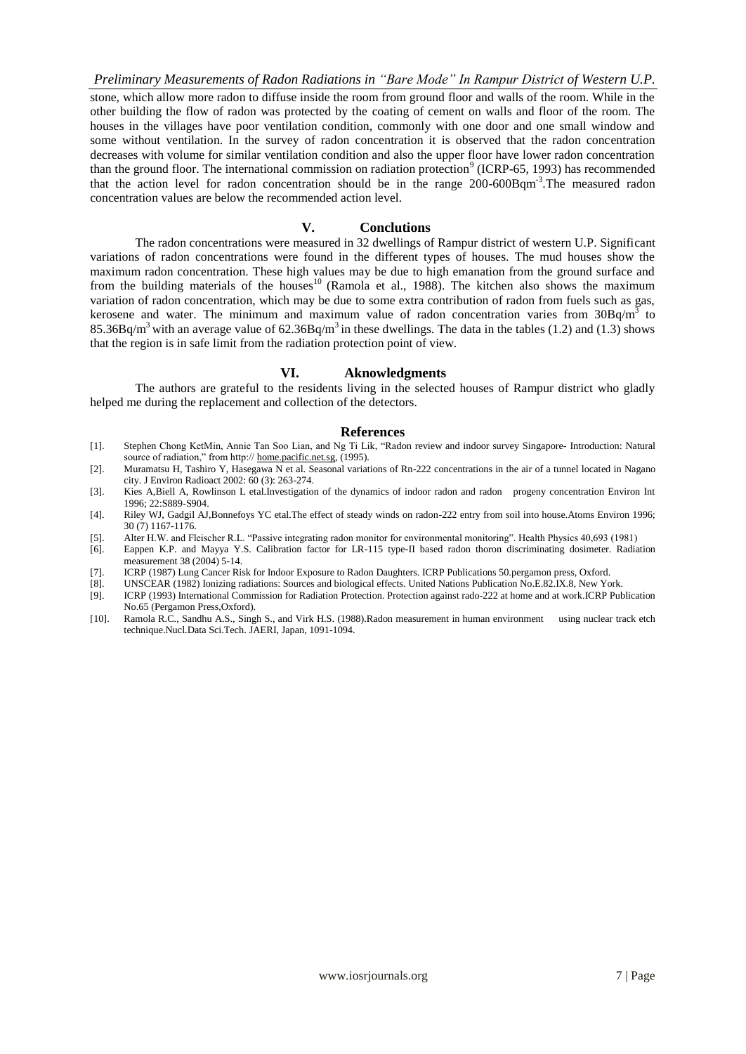stone, which allow more radon to diffuse inside the room from ground floor and walls of the room. While in the other building the flow of radon was protected by the coating of cement on walls and floor of the room. The houses in the villages have poor ventilation condition, commonly with one door and one small window and some without ventilation. In the survey of radon concentration it is observed that the radon concentration decreases with volume for similar ventilation condition and also the upper floor have lower radon concentration than the ground floor. The international commission on radiation protection[9] (ICRP-65, 1993) has recommended that the action level for radon concentration should be in the range 200-600Bq$m^{-3}$.The measured radon concentration values are below the recommended action level.

## V. Conclutions

The radon concentrations were measured in 32 dwellings of Rampur district of western U.P. Significant variations of radon concentrations were found in the different types of houses. The mud houses show the maximum radon concentration. These high values may be due to high emanation from the ground surface and from the building materials of the houses[10] (Ramola et al., 1988). The kitchen also shows the maximum variation of radon concentration, which may be due to some extra contribution of radon from fuels such as gas, kerosene and water. The minimum and maximum value of radon concentration varies from 30Bq/$m^3$ to 85.36Bq/$m^3$ with an average value of 62.36Bq/$m^3$ in these dwellings. The data in the tables (1.2) and (1.3) shows that the region is in safe limit from the radiation protection point of view.

## VI. Aknowledgments

The authors are grateful to the residents living in the selected houses of Rampur district who gladly helped me during the replacement and collection of the detectors.

## References

[1]. Stephen Chong KetMin, Annie Tan Soo Lian, and Ng Ti Lik, "Radon review and indoor survey Singapore- Introduction: Natural source of radiation," from http:// home.pacific.net.sg, (1995).

[2]. Muramatsu H, Tashiro Y, Hasegawa N et al. Seasonal variations of Rn-222 concentrations in the air of a tunnel located in Nagano city. J Environ Radioact 2002: 60 (3): 263-274.

[3]. Kies A,Biell A, Rowlinson L etal.Investigation of the dynamics of indoor radon and radon progeny concentration Environ Int 1996; 22:S889-S904.

[4]. Riley WJ, Gadgil AJ,Bonnefoys YC etal.The effect of steady winds on radon-222 entry from soil into house.Atoms Environ 1996; 30 (7) 1167-1176.

[5]. Alter H.W. and Fleischer R.L. "Passive integrating radon monitor for environmental monitoring". Health Physics 40,693 (1981)

[6]. Eappen K.P. and Mayya Y.S. Calibration factor for LR-115 type-II based radon thoron discriminating dosimeter. Radiation measurement 38 (2004) 5-14.

[7]. ICRP (1987) Lung Cancer Risk for Indoor Exposure to Radon Daughters. ICRP Publications 50.pergamon press, Oxford.

[8]. UNSCEAR (1982) Ionizing radiations: Sources and biological effects. United Nations Publication No.E.82.IX.8, New York.

[9]. ICRP (1993) International Commission for Radiation Protection. Protection against rado-222 at home and at work.ICRP Publication No.65 (Pergamon Press,Oxford).

[10]. Ramola R.C., Sandhu A.S., Singh S., and Virk H.S. (1988).Radon measurement in human environment using nuclear track etch technique.Nucl.Data Sci.Tech. JAERI, Japan, 1091-1094.